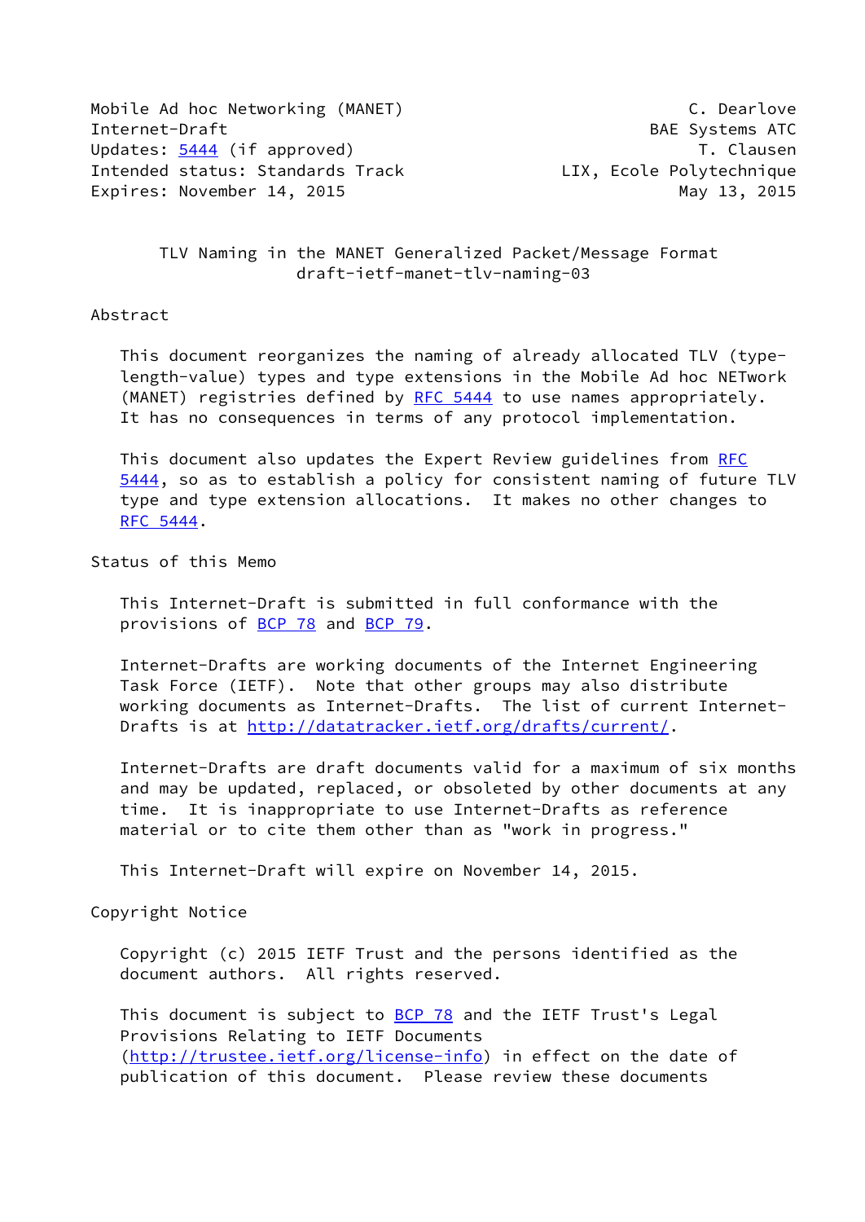Mobile Ad hoc Networking (MANET) C. Dearlove
Internet-Draft BAE Systems ATC
Updates: 5444 (if approved) T. Clausen
Intended status: Standards Track LIX, Ecole Polytechnique
Expires: November 14, 2015 May 13, 2015

# TLV Naming in the MANET Generalized Packet/Message Format
draft-ietf-manet-tlv-naming-03

## Abstract

This document reorganizes the naming of already allocated TLV (type-length-value) types and type extensions in the Mobile Ad hoc NETwork (MANET) registries defined by RFC 5444 to use names appropriately. It has no consequences in terms of any protocol implementation.

This document also updates the Expert Review guidelines from RFC 5444, so as to establish a policy for consistent naming of future TLV type and type extension allocations. It makes no other changes to RFC 5444.

## Status of this Memo

This Internet-Draft is submitted in full conformance with the provisions of BCP 78 and BCP 79.

Internet-Drafts are working documents of the Internet Engineering Task Force (IETF). Note that other groups may also distribute working documents as Internet-Drafts. The list of current Internet-Drafts is at http://datatracker.ietf.org/drafts/current/.

Internet-Drafts are draft documents valid for a maximum of six months and may be updated, replaced, or obsoleted by other documents at any time. It is inappropriate to use Internet-Drafts as reference material or to cite them other than as "work in progress."

This Internet-Draft will expire on November 14, 2015.

## Copyright Notice

Copyright (c) 2015 IETF Trust and the persons identified as the document authors. All rights reserved.

This document is subject to BCP 78 and the IETF Trust's Legal Provisions Relating to IETF Documents (http://trustee.ietf.org/license-info) in effect on the date of publication of this document. Please review these documents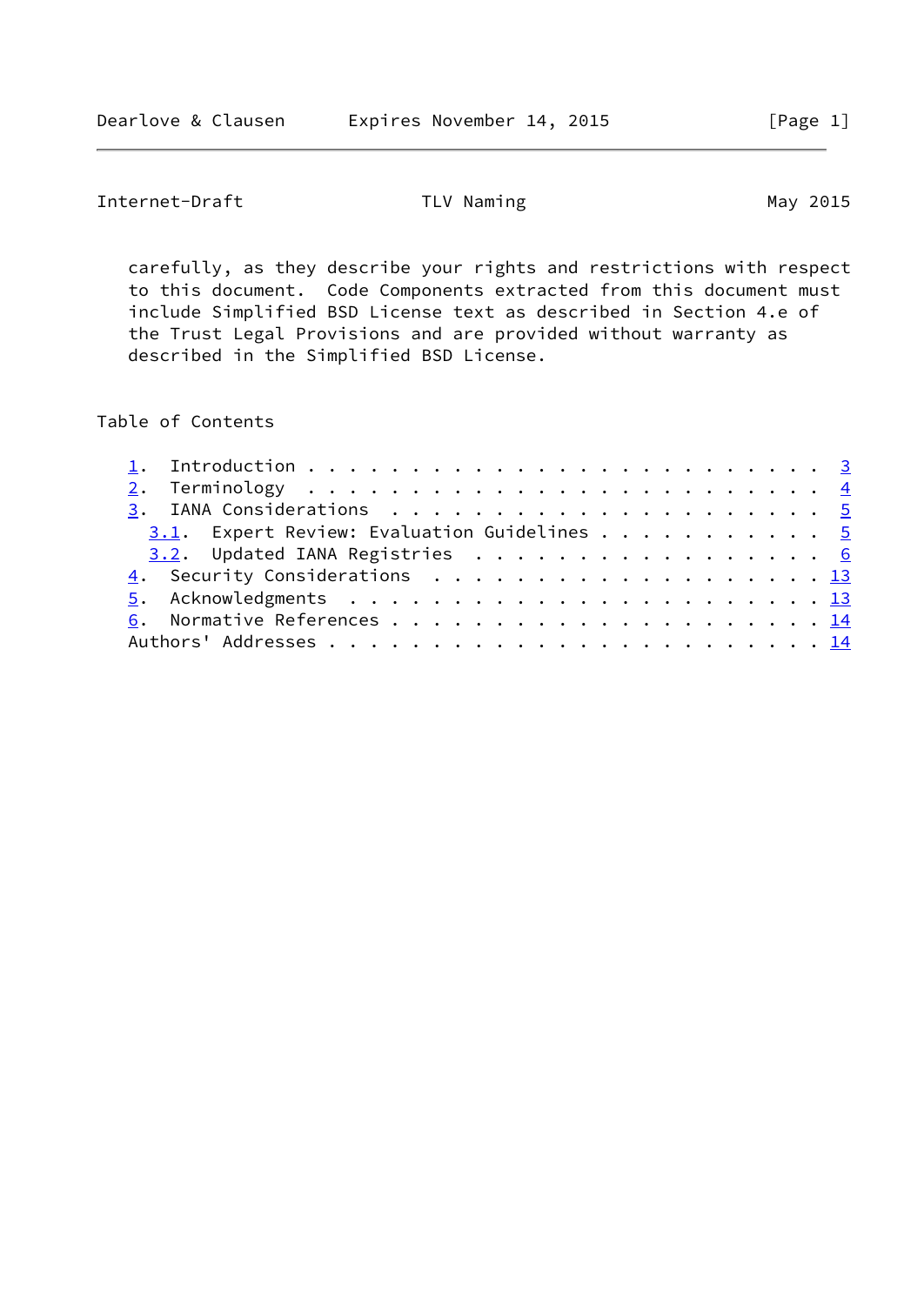carefully, as they describe your rights and restrictions with respect to this document. Code Components extracted from this document must include Simplified BSD License text as described in Section 4.e of the Trust Legal Provisions and are provided without warranty as described in the Simplified BSD License.

## Table of Contents

- 1. Introduction . . . . . . . . . . . . . . . . . . . . . . . . . 3
- 2. Terminology . . . . . . . . . . . . . . . . . . . . . . . . . 4
- 3. IANA Considerations . . . . . . . . . . . . . . . . . . . . . 5
  - 3.1. Expert Review: Evaluation Guidelines . . . . . . . . . . . 5
  - 3.2. Updated IANA Registries . . . . . . . . . . . . . . . . . 6
- 4. Security Considerations . . . . . . . . . . . . . . . . . . . 13
- 5. Acknowledgments . . . . . . . . . . . . . . . . . . . . . . . 13
- 6. Normative References . . . . . . . . . . . . . . . . . . . . . 14
- Authors' Addresses . . . . . . . . . . . . . . . . . . . . . . . 14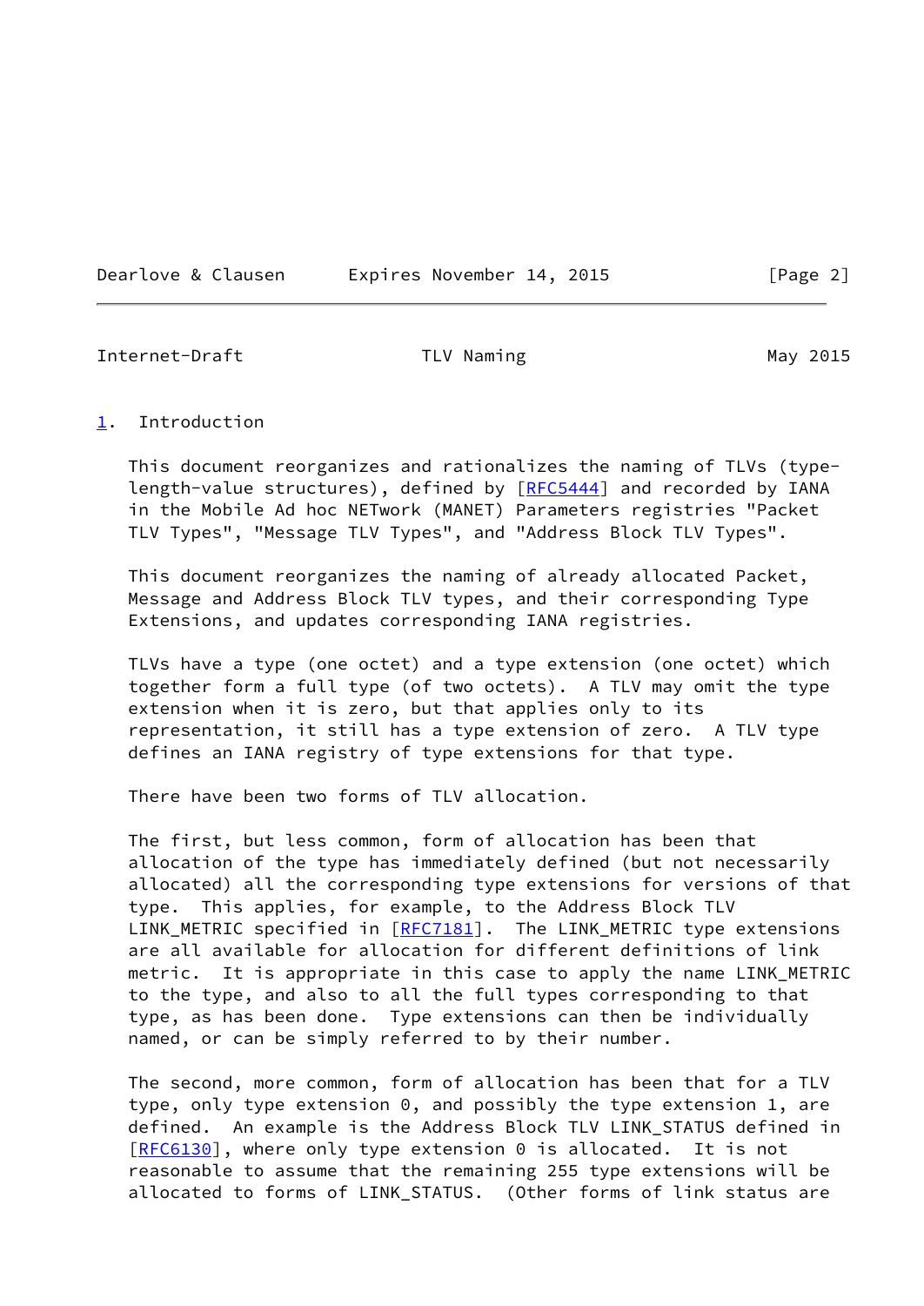## 1. Introduction

This document reorganizes and rationalizes the naming of TLVs (type-length-value structures), defined by [RFC5444] and recorded by IANA in the Mobile Ad hoc NETwork (MANET) Parameters registries "Packet TLV Types", "Message TLV Types", and "Address Block TLV Types".

This document reorganizes the naming of already allocated Packet, Message and Address Block TLV types, and their corresponding Type Extensions, and updates corresponding IANA registries.

TLVs have a type (one octet) and a type extension (one octet) which together form a full type (of two octets). A TLV may omit the type extension when it is zero, but that applies only to its representation, it still has a type extension of zero. A TLV type defines an IANA registry of type extensions for that type.

There have been two forms of TLV allocation.

The first, but less common, form of allocation has been that allocation of the type has immediately defined (but not necessarily allocated) all the corresponding type extensions for versions of that type. This applies, for example, to the Address Block TLV LINK_METRIC specified in [RFC7181]. The LINK_METRIC type extensions are all available for allocation for different definitions of link metric. It is appropriate in this case to apply the name LINK_METRIC to the type, and also to all the full types corresponding to that type, as has been done. Type extensions can then be individually named, or can be simply referred to by their number.

The second, more common, form of allocation has been that for a TLV type, only type extension 0, and possibly the type extension 1, are defined. An example is the Address Block TLV LINK_STATUS defined in [RFC6130], where only type extension 0 is allocated. It is not reasonable to assume that the remaining 255 type extensions will be allocated to forms of LINK_STATUS. (Other forms of link status are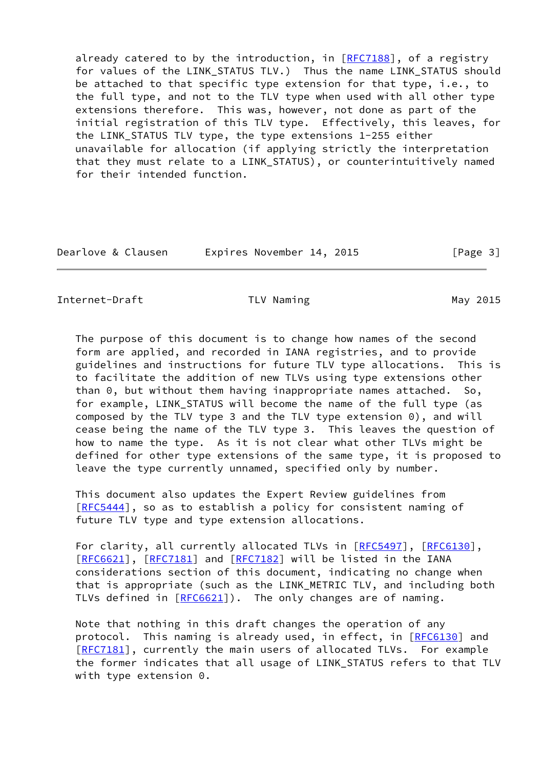already catered to by the introduction, in [RFC7188], of a registry for values of the LINK_STATUS TLV.) Thus the name LINK_STATUS should be attached to that specific type extension for that type, i.e., to the full type, and not to the TLV type when used with all other type extensions therefore. This was, however, not done as part of the initial registration of this TLV type. Effectively, this leaves, for the LINK_STATUS TLV type, the type extensions 1-255 either unavailable for allocation (if applying strictly the interpretation that they must relate to a LINK_STATUS), or counterintuitively named for their intended function.

The purpose of this document is to change how names of the second form are applied, and recorded in IANA registries, and to provide guidelines and instructions for future TLV type allocations. This is to facilitate the addition of new TLVs using type extensions other than 0, but without them having inappropriate names attached. So, for example, LINK_STATUS will become the name of the full type (as composed by the TLV type 3 and the TLV type extension 0), and will cease being the name of the TLV type 3. This leaves the question of how to name the type. As it is not clear what other TLVs might be defined for other type extensions of the same type, it is proposed to leave the type currently unnamed, specified only by number.

This document also updates the Expert Review guidelines from [RFC5444], so as to establish a policy for consistent naming of future TLV type and type extension allocations.

For clarity, all currently allocated TLVs in [RFC5497], [RFC6130], [RFC6621], [RFC7181] and [RFC7182] will be listed in the IANA considerations section of this document, indicating no change when that is appropriate (such as the LINK_METRIC TLV, and including both TLVs defined in [RFC6621]). The only changes are of naming.

Note that nothing in this draft changes the operation of any protocol. This naming is already used, in effect, in [RFC6130] and [RFC7181], currently the main users of allocated TLVs. For example the former indicates that all usage of LINK_STATUS refers to that TLV with type extension 0.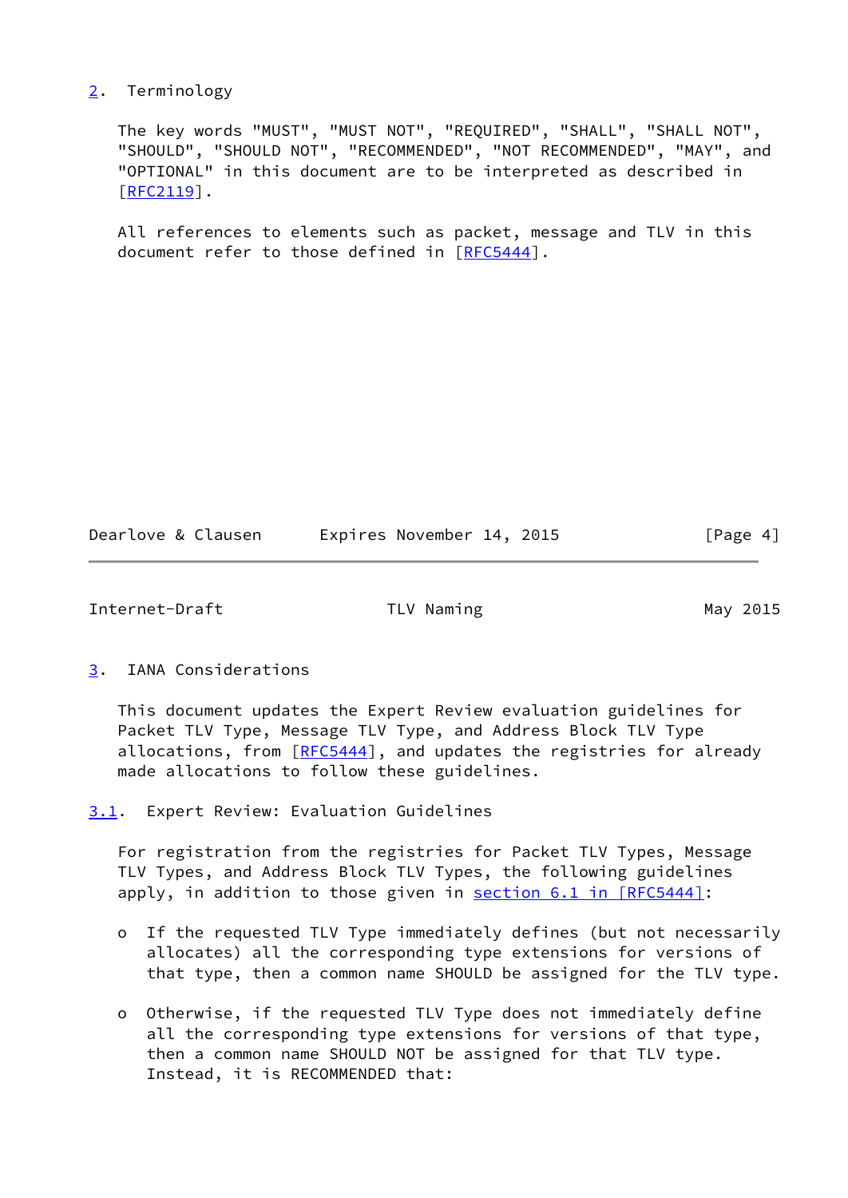## 2. Terminology

The key words "MUST", "MUST NOT", "REQUIRED", "SHALL", "SHALL NOT", "SHOULD", "SHOULD NOT", "RECOMMENDED", "NOT RECOMMENDED", "MAY", and "OPTIONAL" in this document are to be interpreted as described in [RFC2119].

All references to elements such as packet, message and TLV in this document refer to those defined in [RFC5444].

## 3. IANA Considerations

This document updates the Expert Review evaluation guidelines for Packet TLV Type, Message TLV Type, and Address Block TLV Type allocations, from [RFC5444], and updates the registries for already made allocations to follow these guidelines.

### 3.1. Expert Review: Evaluation Guidelines

For registration from the registries for Packet TLV Types, Message TLV Types, and Address Block TLV Types, the following guidelines apply, in addition to those given in section 6.1 in [RFC5444]:

- If the requested TLV Type immediately defines (but not necessarily allocates) all the corresponding type extensions for versions of that type, then a common name SHOULD be assigned for the TLV type.

- Otherwise, if the requested TLV Type does not immediately define all the corresponding type extensions for versions of that type, then a common name SHOULD NOT be assigned for that TLV type. Instead, it is RECOMMENDED that: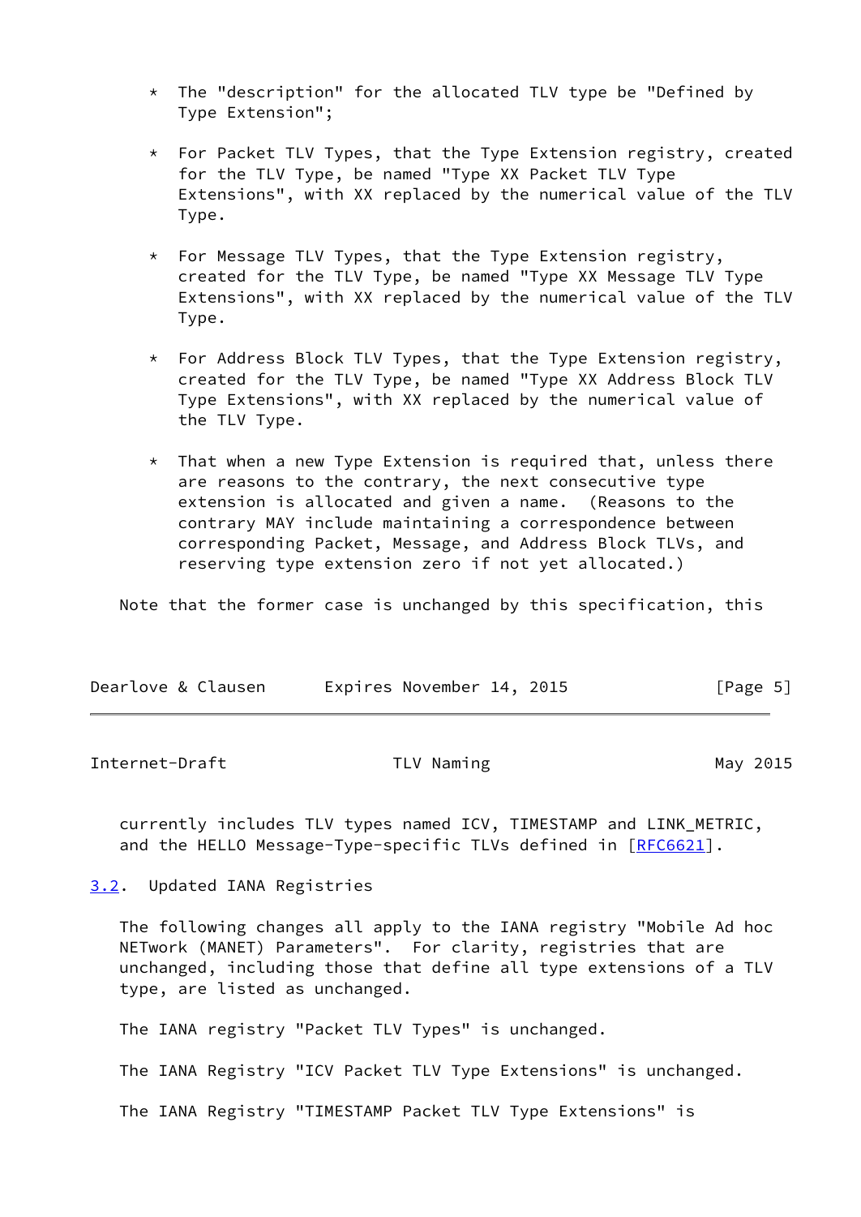* The "description" for the allocated TLV type be "Defined by Type Extension";

* For Packet TLV Types, that the Type Extension registry, created for the TLV Type, be named "Type XX Packet TLV Type Extensions", with XX replaced by the numerical value of the TLV Type.

* For Message TLV Types, that the Type Extension registry, created for the TLV Type, be named "Type XX Message TLV Type Extensions", with XX replaced by the numerical value of the TLV Type.

* For Address Block TLV Types, that the Type Extension registry, created for the TLV Type, be named "Type XX Address Block TLV Type Extensions", with XX replaced by the numerical value of the TLV Type.

* That when a new Type Extension is required that, unless there are reasons to the contrary, the next consecutive type extension is allocated and given a name. (Reasons to the contrary MAY include maintaining a correspondence between corresponding Packet, Message, and Address Block TLVs, and reserving type extension zero if not yet allocated.)

Note that the former case is unchanged by this specification, this currently includes TLV types named ICV, TIMESTAMP and LINK_METRIC, and the HELLO Message-Type-specific TLVs defined in [RFC6621].

### 3.2. Updated IANA Registries

The following changes all apply to the IANA registry "Mobile Ad hoc NETwork (MANET) Parameters". For clarity, registries that are unchanged, including those that define all type extensions of a TLV type, are listed as unchanged.

The IANA registry "Packet TLV Types" is unchanged.

The IANA Registry "ICV Packet TLV Type Extensions" is unchanged.

The IANA Registry "TIMESTAMP Packet TLV Type Extensions" is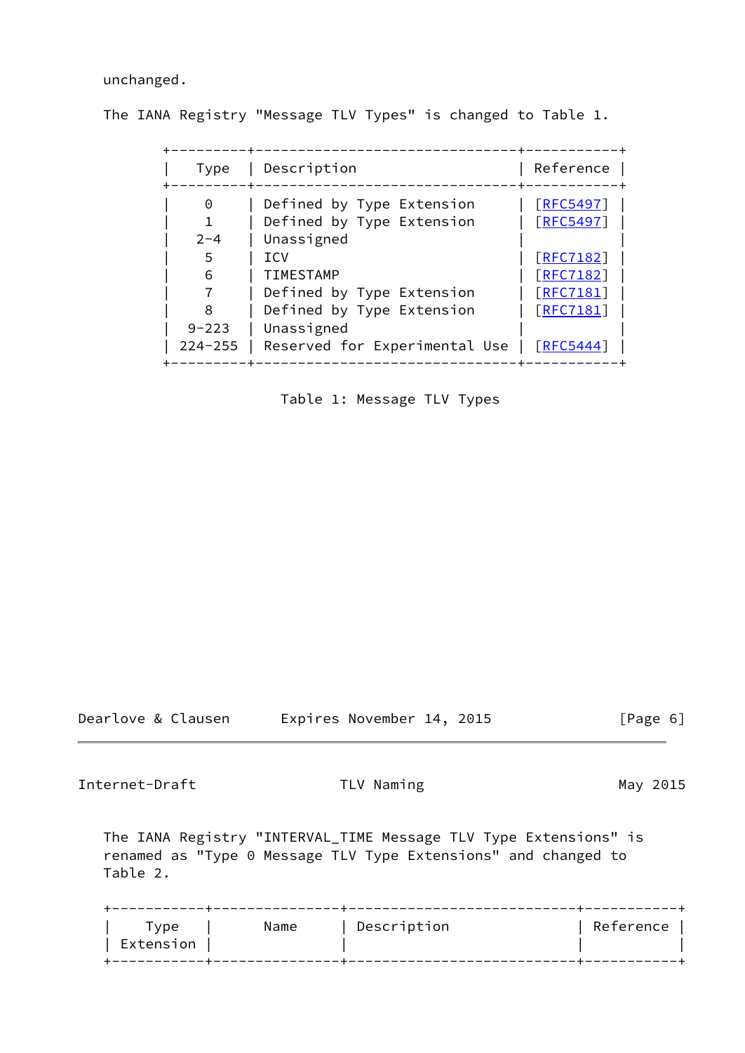unchanged.

The IANA Registry "Message TLV Types" is changed to Table 1.

| Type | Description | Reference |
|---|---|---|
| 0 | Defined by Type Extension | [RFC5497] |
| 1 | Defined by Type Extension | [RFC5497] |
| 2-4 | Unassigned | |
| 5 | ICV | [RFC7182] |
| 6 | TIMESTAMP | [RFC7182] |
| 7 | Defined by Type Extension | [RFC7181] |
| 8 | Defined by Type Extension | [RFC7181] |
| 9-223 | Unassigned | |
| 224-255 | Reserved for Experimental Use | [RFC5444] |

Table 1: Message TLV Types

The IANA Registry "INTERVAL_TIME Message TLV Type Extensions" is renamed as "Type 0 Message TLV Type Extensions" and changed to Table 2.

| Type Extension | Name | Description | Reference |
|---|---|---|---|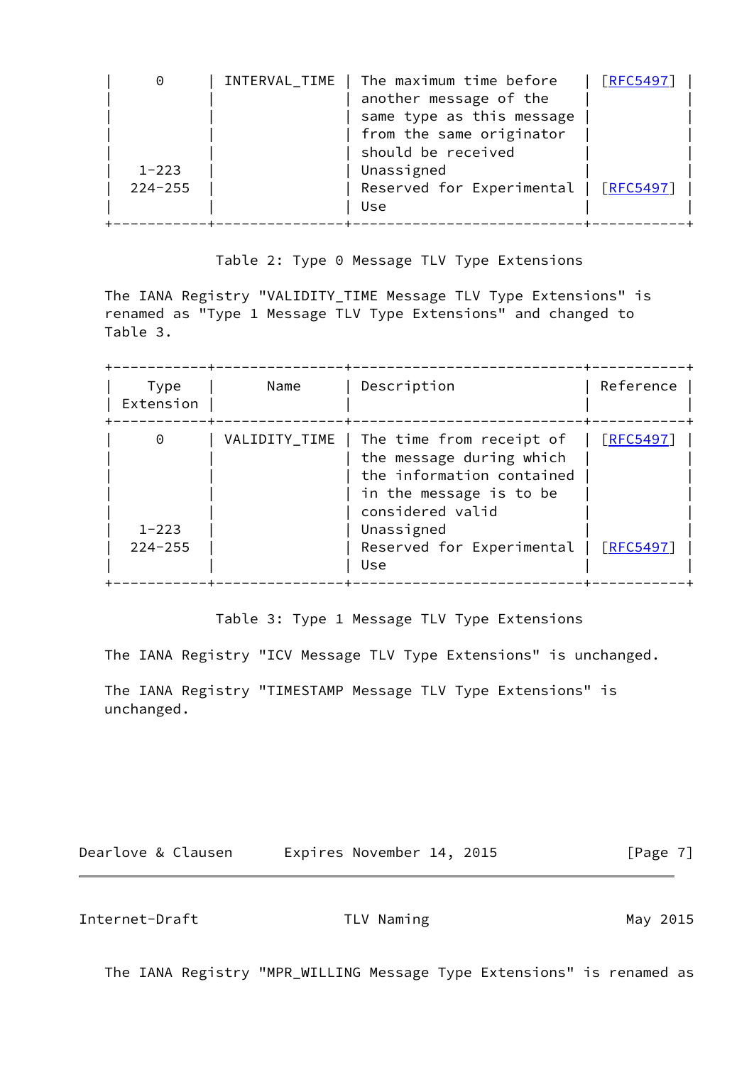| Type Extension | Name | Description | Reference |
|---|---|---|---|
| 0 | INTERVAL_TIME | The maximum time before another message of the same type as this message from the same originator should be received | [RFC5497] |
| 1-223 | | Unassigned | |
| 224-255 | | Reserved for Experimental Use | [RFC5497] |

Table 2: Type 0 Message TLV Type Extensions

The IANA Registry "VALIDITY_TIME Message TLV Type Extensions" is renamed as "Type 1 Message TLV Type Extensions" and changed to Table 3.

| Type Extension | Name | Description | Reference |
|---|---|---|---|
| 0 | VALIDITY_TIME | The time from receipt of the message during which the information contained in the message is to be considered valid | [RFC5497] |
| 1-223 | | Unassigned | |
| 224-255 | | Reserved for Experimental Use | [RFC5497] |

Table 3: Type 1 Message TLV Type Extensions

The IANA Registry "ICV Message TLV Type Extensions" is unchanged.

The IANA Registry "TIMESTAMP Message TLV Type Extensions" is unchanged.

The IANA Registry "MPR_WILLING Message Type Extensions" is renamed as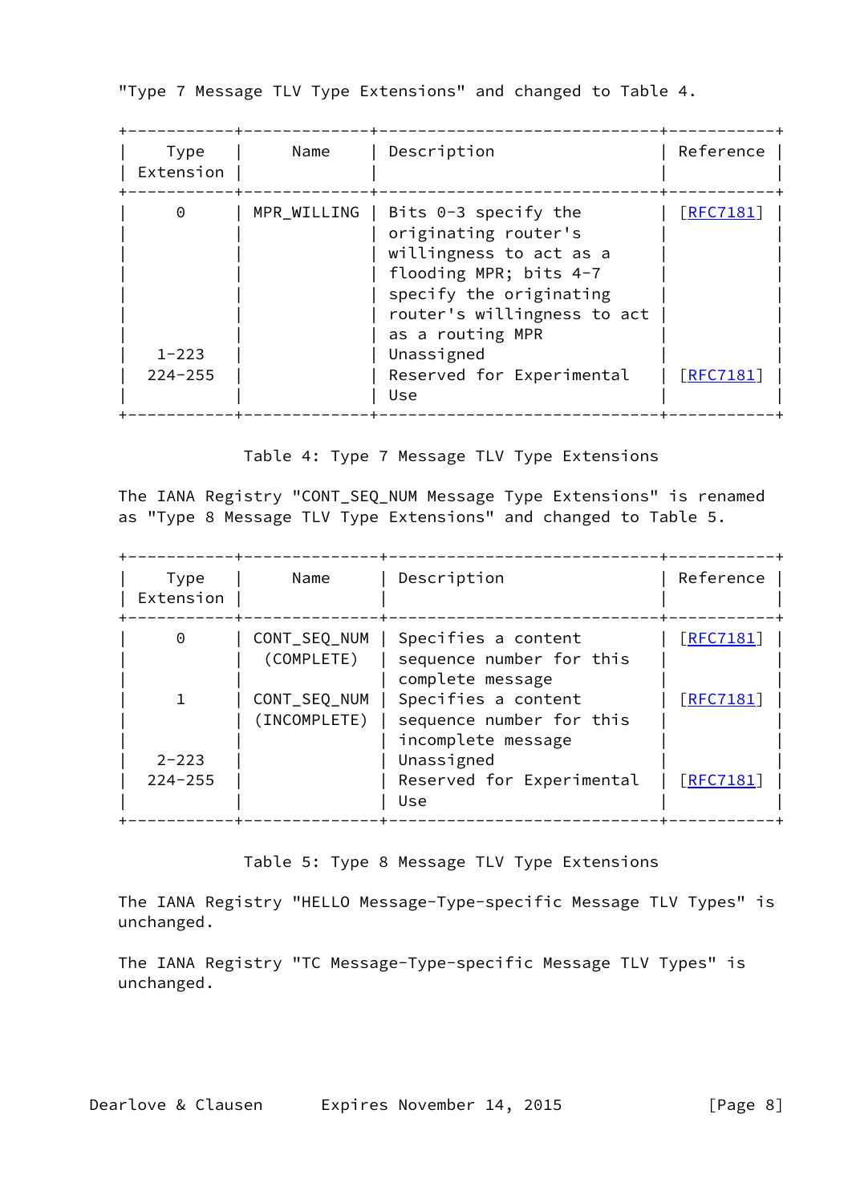"Type 7 Message TLV Type Extensions" and changed to Table 4.

| Type Extension | Name | Description | Reference |
|---|---|---|---|
| 0 | MPR_WILLING | Bits 0-3 specify the originating router's willingness to act as a flooding MPR; bits 4-7 specify the originating router's willingness to act as a routing MPR | [RFC7181] |
| 1-223 | | Unassigned | |
| 224-255 | | Reserved for Experimental Use | [RFC7181] |

Table 4: Type 7 Message TLV Type Extensions

The IANA Registry "CONT_SEQ_NUM Message Type Extensions" is renamed as "Type 8 Message TLV Type Extensions" and changed to Table 5.

| Type Extension | Name | Description | Reference |
|---|---|---|---|
| 0 | CONT_SEQ_NUM (COMPLETE) | Specifies a content sequence number for this complete message | [RFC7181] |
| 1 | CONT_SEQ_NUM (INCOMPLETE) | Specifies a content sequence number for this incomplete message | [RFC7181] |
| 2-223 | | Unassigned | |
| 224-255 | | Reserved for Experimental Use | [RFC7181] |

Table 5: Type 8 Message TLV Type Extensions

The IANA Registry "HELLO Message-Type-specific Message TLV Types" is unchanged.

The IANA Registry "TC Message-Type-specific Message TLV Types" is unchanged.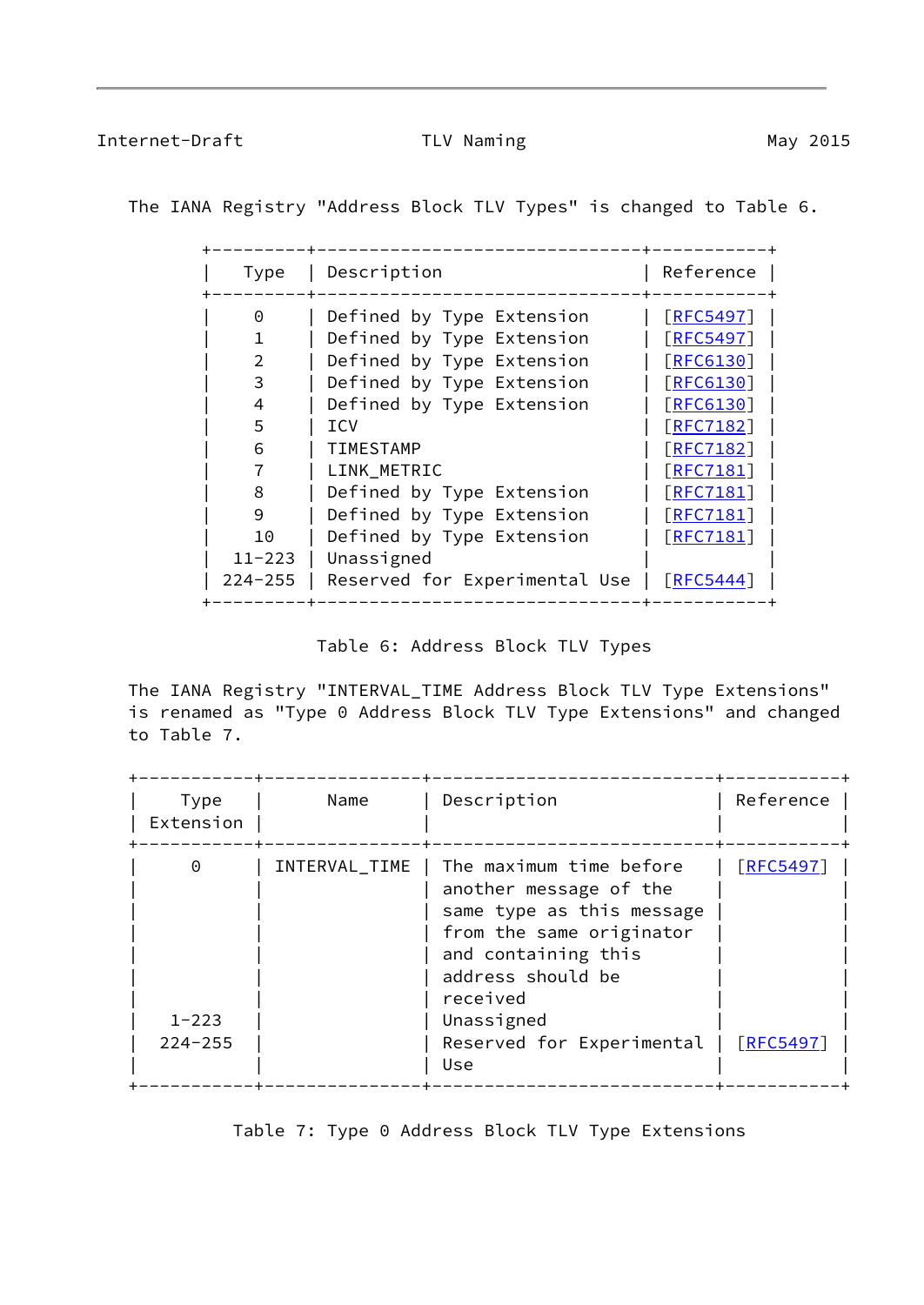The IANA Registry "Address Block TLV Types" is changed to Table 6.

| Type | Description | Reference |
|---|---|---|
| 0 | Defined by Type Extension | [RFC5497] |
| 1 | Defined by Type Extension | [RFC5497] |
| 2 | Defined by Type Extension | [RFC6130] |
| 3 | Defined by Type Extension | [RFC6130] |
| 4 | Defined by Type Extension | [RFC6130] |
| 5 | ICV | [RFC7182] |
| 6 | TIMESTAMP | [RFC7182] |
| 7 | LINK_METRIC | [RFC7181] |
| 8 | Defined by Type Extension | [RFC7181] |
| 9 | Defined by Type Extension | [RFC7181] |
| 10 | Defined by Type Extension | [RFC7181] |
| 11-223 | Unassigned | |
| 224-255 | Reserved for Experimental Use | [RFC5444] |

Table 6: Address Block TLV Types

The IANA Registry "INTERVAL_TIME Address Block TLV Type Extensions" is renamed as "Type 0 Address Block TLV Type Extensions" and changed to Table 7.

| Type Extension | Name | Description | Reference |
|---|---|---|---|
| 0 | INTERVAL_TIME | The maximum time before another message of the same type as this message from the same originator and containing this address should be received | [RFC5497] |
| 1-223 | | Unassigned | |
| 224-255 | | Reserved for Experimental Use | [RFC5497] |

Table 7: Type 0 Address Block TLV Type Extensions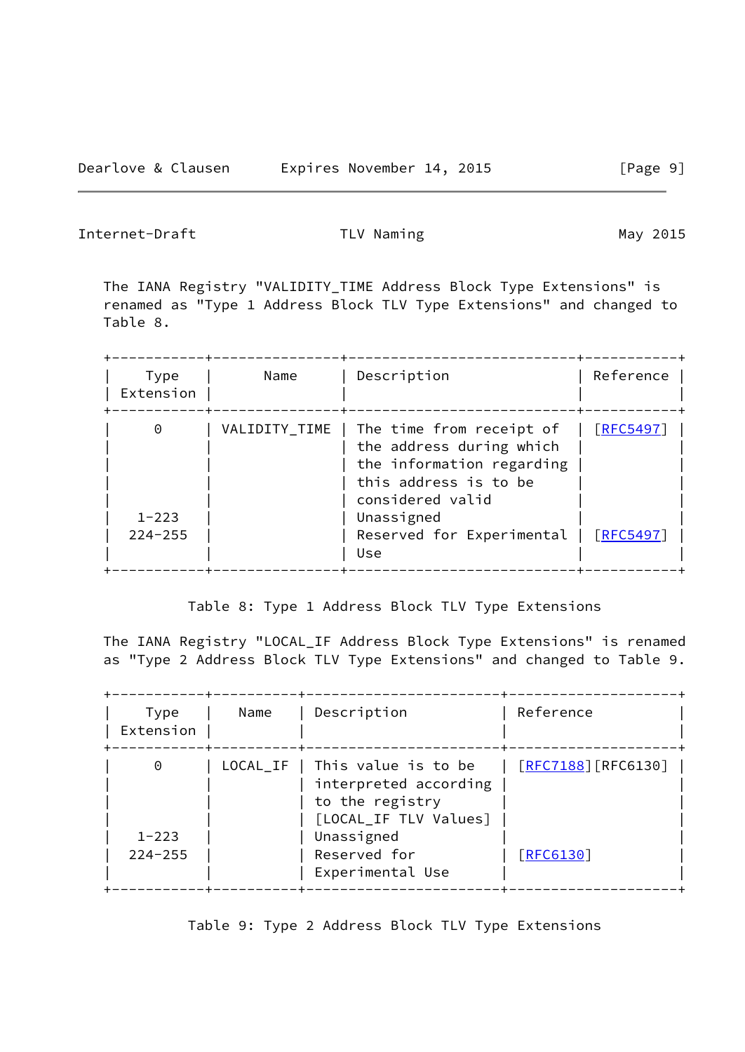The IANA Registry "VALIDITY_TIME Address Block Type Extensions" is renamed as "Type 1 Address Block TLV Type Extensions" and changed to Table 8.

| Type Extension | Name | Description | Reference |
|---|---|---|---|
| 0 | VALIDITY_TIME | The time from receipt of the address during which the information regarding this address is to be considered valid | [RFC5497] |
| 1-223 | | Unassigned | |
| 224-255 | | Reserved for Experimental Use | [RFC5497] |

Table 8: Type 1 Address Block TLV Type Extensions

The IANA Registry "LOCAL_IF Address Block Type Extensions" is renamed as "Type 2 Address Block TLV Type Extensions" and changed to Table 9.

| Type Extension | Name | Description | Reference |
|---|---|---|---|
| 0 | LOCAL_IF | This value is to be interpreted according to the registry [LOCAL_IF TLV Values] | [RFC7188][RFC6130] |
| 1-223 | | Unassigned | |
| 224-255 | | Reserved for Experimental Use | [RFC6130] |

Table 9: Type 2 Address Block TLV Type Extensions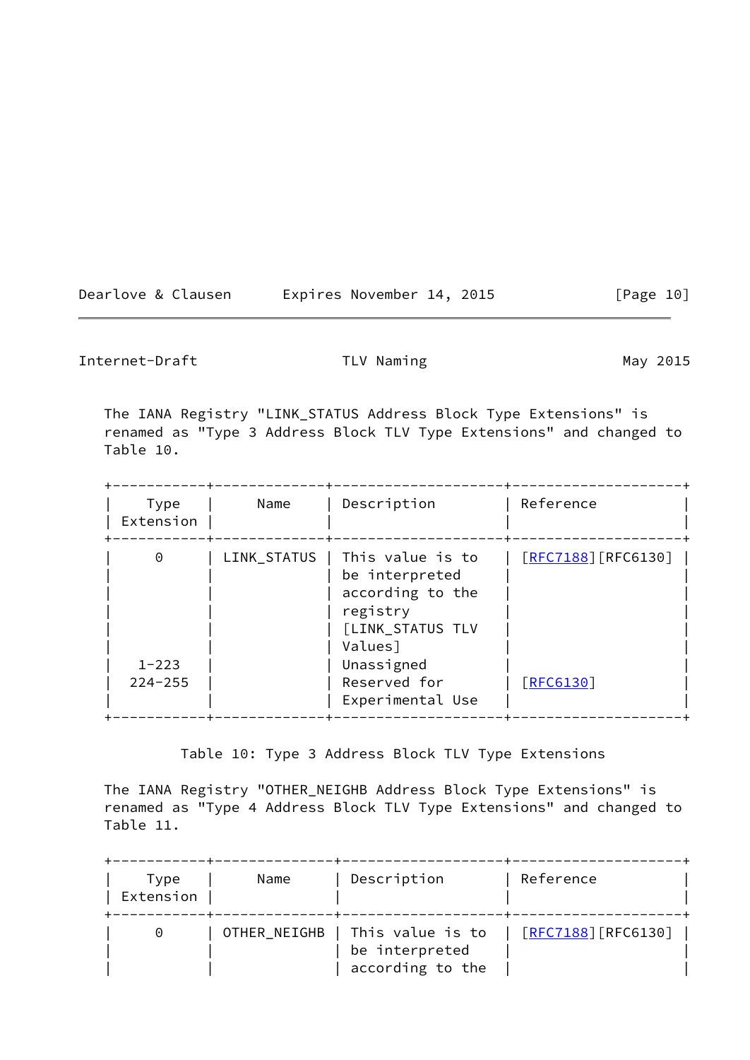The IANA Registry "LINK_STATUS Address Block Type Extensions" is renamed as "Type 3 Address Block TLV Type Extensions" and changed to Table 10.

| Type Extension | Name | Description | Reference |
|---|---|---|---|
| 0 | LINK_STATUS | This value is to be interpreted according to the registry [LINK_STATUS TLV Values] | [RFC7188][RFC6130] |
| 1-223 | | Unassigned | |
| 224-255 | | Reserved for Experimental Use | [RFC6130] |

Table 10: Type 3 Address Block TLV Type Extensions

The IANA Registry "OTHER_NEIGHB Address Block Type Extensions" is renamed as "Type 4 Address Block TLV Type Extensions" and changed to Table 11.

| Type Extension | Name | Description | Reference |
|---|---|---|---|
| 0 | OTHER_NEIGHB | This value is to be interpreted according to the | [RFC7188][RFC6130] |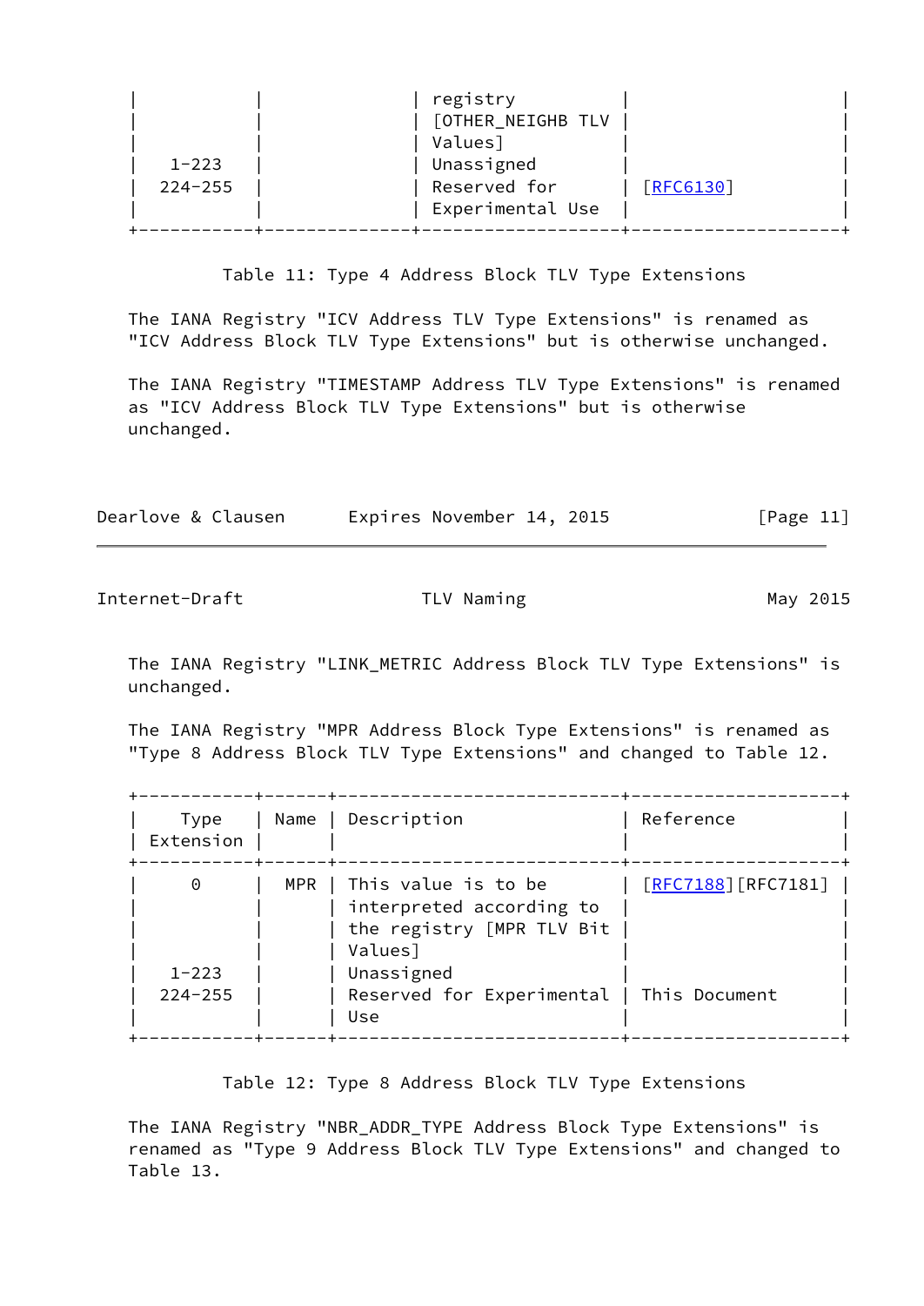| | | registry [OTHER_NEIGHB TLV Values] | |
|---|---|---|---|
| 1-223 | | Unassigned | |
| 224-255 | | Reserved for Experimental Use | [RFC6130] |

Table 11: Type 4 Address Block TLV Type Extensions

The IANA Registry "ICV Address TLV Type Extensions" is renamed as "ICV Address Block TLV Type Extensions" but is otherwise unchanged.

The IANA Registry "TIMESTAMP Address TLV Type Extensions" is renamed as "ICV Address Block TLV Type Extensions" but is otherwise unchanged.

The IANA Registry "LINK_METRIC Address Block TLV Type Extensions" is unchanged.

The IANA Registry "MPR Address Block Type Extensions" is renamed as "Type 8 Address Block TLV Type Extensions" and changed to Table 12.

| Type Extension | Name | Description | Reference |
|---|---|---|---|
| 0 | MPR | This value is to be interpreted according to the registry [MPR TLV Bit Values] | [RFC7188][RFC7181] |
| 1-223 | | Unassigned | |
| 224-255 | | Reserved for Experimental Use | This Document |

Table 12: Type 8 Address Block TLV Type Extensions

The IANA Registry "NBR_ADDR_TYPE Address Block Type Extensions" is renamed as "Type 9 Address Block TLV Type Extensions" and changed to Table 13.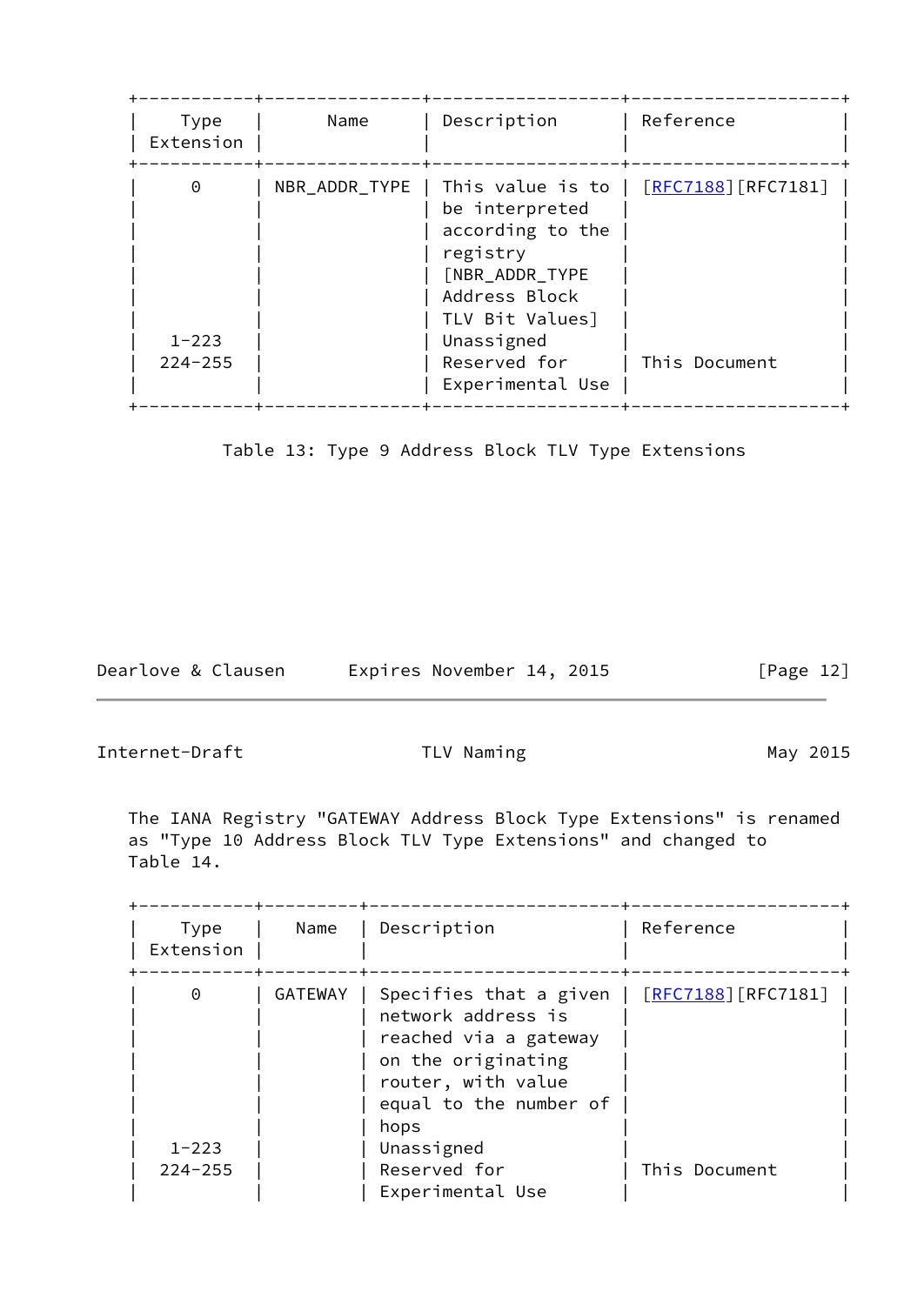| Type Extension | Name | Description | Reference |
|---|---|---|---|
| 0 | NBR_ADDR_TYPE | This value is to be interpreted according to the registry [NBR_ADDR_TYPE Address Block TLV Bit Values] | [RFC7188][RFC7181] |
| 1-223 | | Unassigned | |
| 224-255 | | Reserved for Experimental Use | This Document |

Table 13: Type 9 Address Block TLV Type Extensions

The IANA Registry "GATEWAY Address Block Type Extensions" is renamed as "Type 10 Address Block TLV Type Extensions" and changed to Table 14.

| Type Extension | Name | Description | Reference |
|---|---|---|---|
| 0 | GATEWAY | Specifies that a given network address is reached via a gateway on the originating router, with value equal to the number of hops | [RFC7188][RFC7181] |
| 1-223 | | Unassigned | |
| 224-255 | | Reserved for Experimental Use | This Document |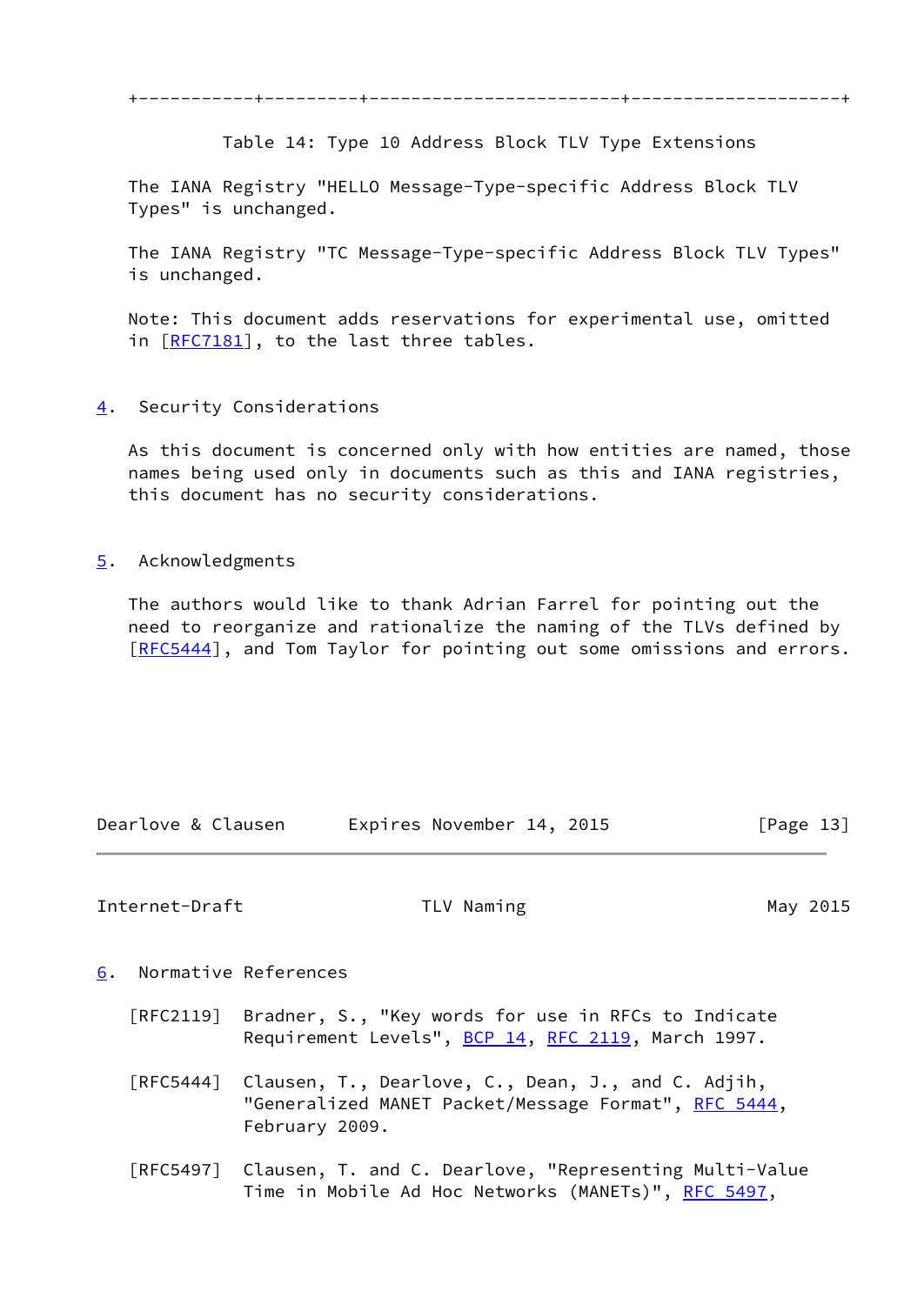Table 14: Type 10 Address Block TLV Type Extensions

The IANA Registry "HELLO Message-Type-specific Address Block TLV Types" is unchanged.

The IANA Registry "TC Message-Type-specific Address Block TLV Types" is unchanged.

Note: This document adds reservations for experimental use, omitted in [RFC7181], to the last three tables.

## 4. Security Considerations

As this document is concerned only with how entities are named, those names being used only in documents such as this and IANA registries, this document has no security considerations.

## 5. Acknowledgments

The authors would like to thank Adrian Farrel for pointing out the need to reorganize and rationalize the naming of the TLVs defined by [RFC5444], and Tom Taylor for pointing out some omissions and errors.

## 6. Normative References

[RFC2119] Bradner, S., "Key words for use in RFCs to Indicate Requirement Levels", BCP 14, RFC 2119, March 1997.

[RFC5444] Clausen, T., Dearlove, C., Dean, J., and C. Adjih, "Generalized MANET Packet/Message Format", RFC 5444, February 2009.

[RFC5497] Clausen, T. and C. Dearlove, "Representing Multi-Value Time in Mobile Ad Hoc Networks (MANETs)", RFC 5497,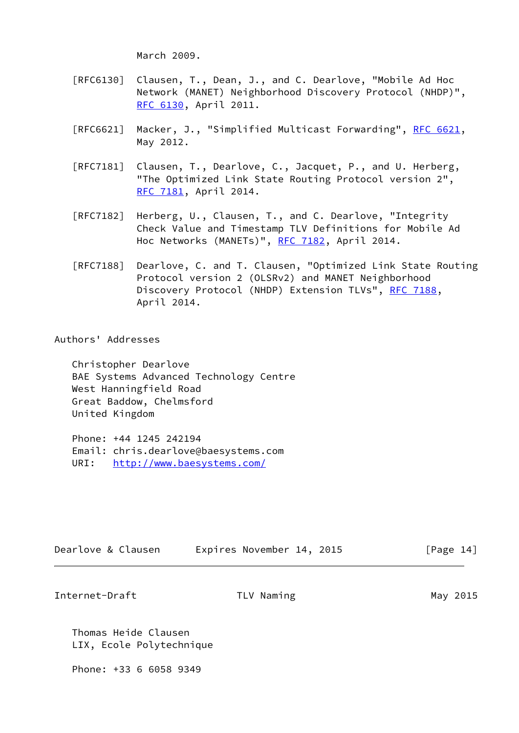March 2009.

[RFC6130] Clausen, T., Dean, J., and C. Dearlove, "Mobile Ad Hoc Network (MANET) Neighborhood Discovery Protocol (NHDP)", RFC 6130, April 2011.

[RFC6621] Macker, J., "Simplified Multicast Forwarding", RFC 6621, May 2012.

[RFC7181] Clausen, T., Dearlove, C., Jacquet, P., and U. Herberg, "The Optimized Link State Routing Protocol version 2", RFC 7181, April 2014.

[RFC7182] Herberg, U., Clausen, T., and C. Dearlove, "Integrity Check Value and Timestamp TLV Definitions for Mobile Ad Hoc Networks (MANETs)", RFC 7182, April 2014.

[RFC7188] Dearlove, C. and T. Clausen, "Optimized Link State Routing Protocol version 2 (OLSRv2) and MANET Neighborhood Discovery Protocol (NHDP) Extension TLVs", RFC 7188, April 2014.

## Authors' Addresses

Christopher Dearlove
BAE Systems Advanced Technology Centre
West Hanningfield Road
Great Baddow, Chelmsford
United Kingdom

Phone: +44 1245 242194
Email: chris.dearlove@baesystems.com
URI: http://www.baesystems.com/

Thomas Heide Clausen
LIX, Ecole Polytechnique

Phone: +33 6 6058 9349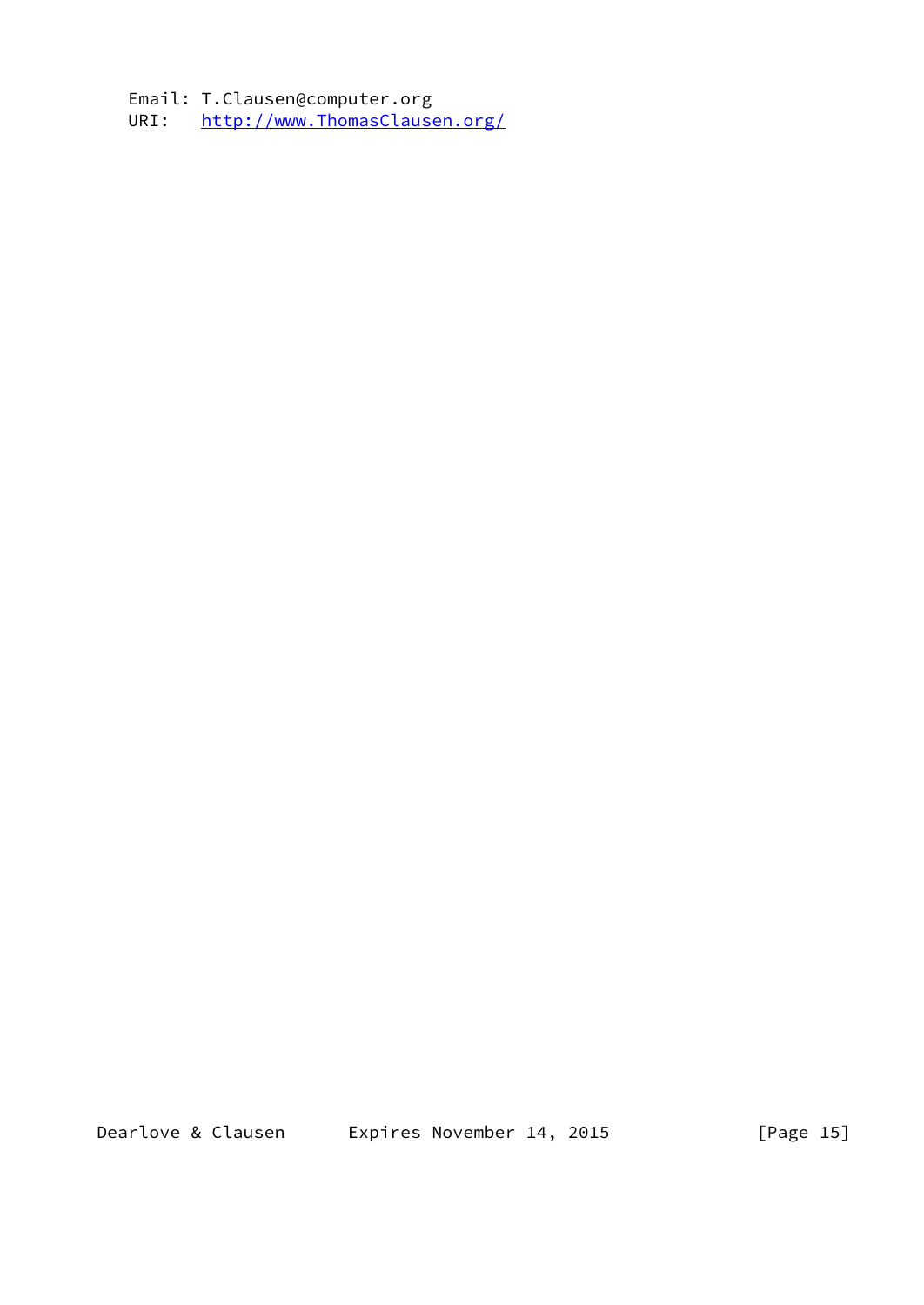Email: T.Clausen@computer.org
URI:   http://www.ThomasClausen.org/